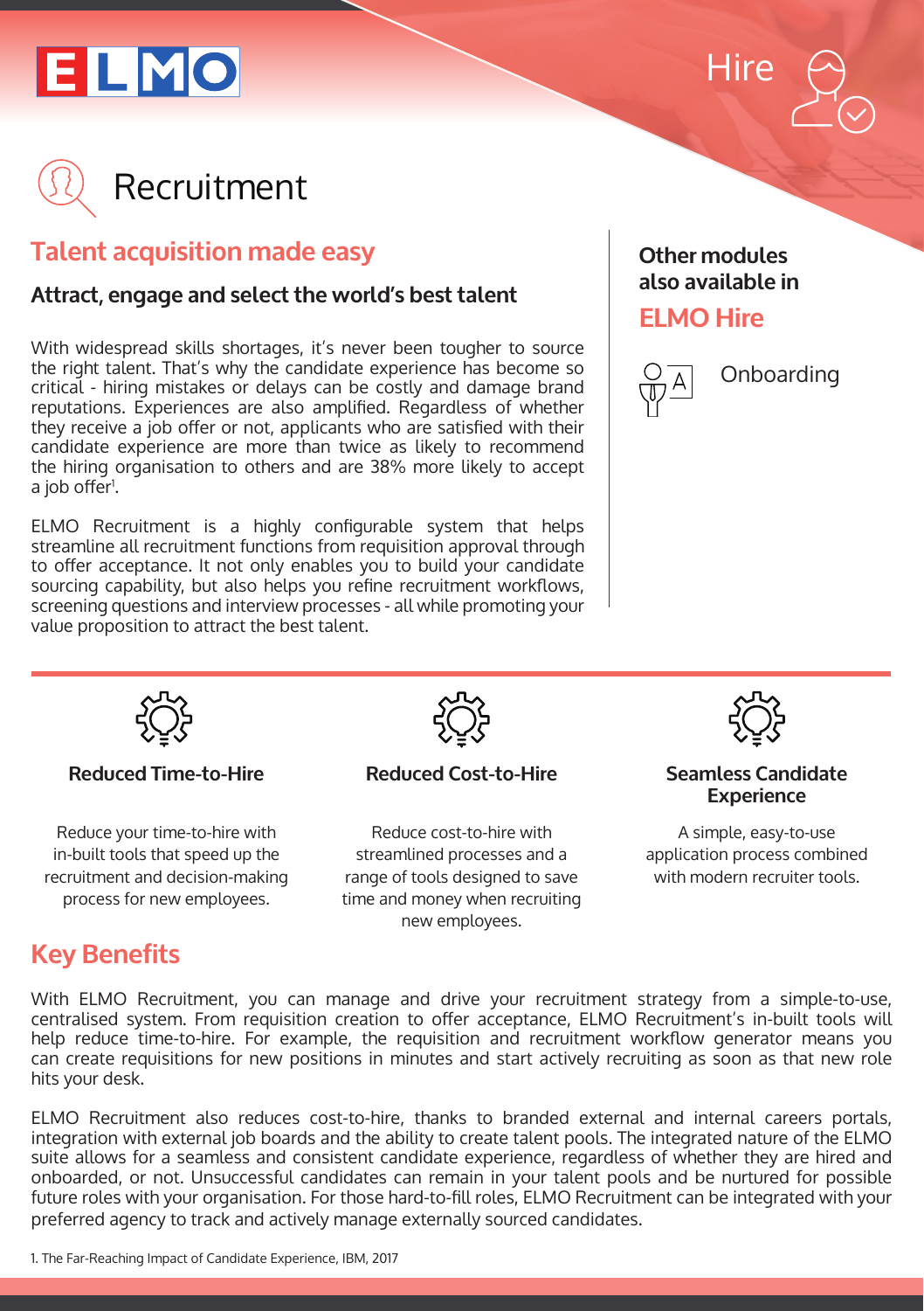ELMO

Hire

# Recruitment

## Talent acquisition made easy

### Attract, engage and select the world's best talent

With widespread skills shortages, it's never been tougher to source the right talent. That's why the candidate experience has become so critical - hiring mistakes or delays can be costly and damage brand reputations. Experiences are also amplified. Regardless of whether they receive a job offer or not, applicants who are satisfied with their candidate experience are more than twice as likely to recommend the hiring organisation to others and are 38% more likely to accept a job offer[1].

ELMO Recruitment is a highly configurable system that helps streamline all recruitment functions from requisition approval through to offer acceptance. It not only enables you to build your candidate sourcing capability, but also helps you refine recruitment workflows, screening questions and interview processes - all while promoting your value proposition to attract the best talent.

**Other modules also available in**

**ELMO Hire**

Onboarding

### Reduced Time-to-Hire

Reduce your time-to-hire with in-built tools that speed up the recruitment and decision-making process for new employees.

### Reduced Cost-to-Hire

Reduce cost-to-hire with streamlined processes and a range of tools designed to save time and money when recruiting new employees.

### Seamless Candidate Experience

A simple, easy-to-use application process combined with modern recruiter tools.

## Key Benefits

With ELMO Recruitment, you can manage and drive your recruitment strategy from a simple-to-use, centralised system. From requisition creation to offer acceptance, ELMO Recruitment's in-built tools will help reduce time-to-hire. For example, the requisition and recruitment workflow generator means you can create requisitions for new positions in minutes and start actively recruiting as soon as that new role hits your desk.

ELMO Recruitment also reduces cost-to-hire, thanks to branded external and internal careers portals, integration with external job boards and the ability to create talent pools. The integrated nature of the ELMO suite allows for a seamless and consistent candidate experience, regardless of whether they are hired and onboarded, or not. Unsuccessful candidates can remain in your talent pools and be nurtured for possible future roles with your organisation. For those hard-to-fill roles, ELMO Recruitment can be integrated with your preferred agency to track and actively manage externally sourced candidates.

1. The Far-Reaching Impact of Candidate Experience, IBM, 2017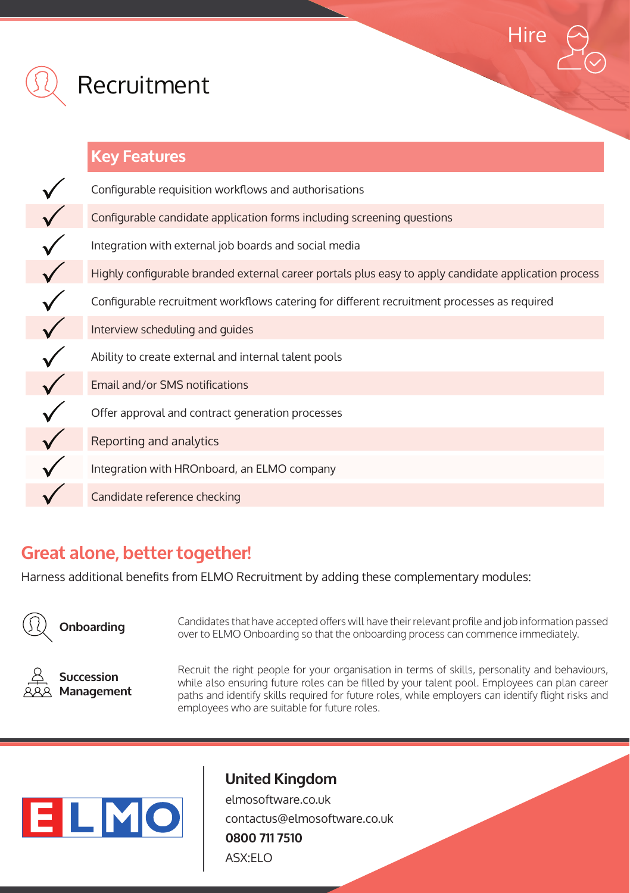Hire

# Recruitment

## Key Features

- ✓ Configurable requisition workflows and authorisations
- ✓ Configurable candidate application forms including screening questions
- ✓ Integration with external job boards and social media
- ✓ Highly configurable branded external career portals plus easy to apply candidate application process
- ✓ Configurable recruitment workflows catering for different recruitment processes as required
- ✓ Interview scheduling and guides
- ✓ Ability to create external and internal talent pools
- ✓ Email and/or SMS notifications
- ✓ Offer approval and contract generation processes
- ✓ Reporting and analytics
- ✓ Integration with HROnboard, an ELMO company
- ✓ Candidate reference checking

## Great alone, better together!

Harness additional benefits from ELMO Recruitment by adding these complementary modules:

**Onboarding**

Candidates that have accepted offers will have their relevant profile and job information passed over to ELMO Onboarding so that the onboarding process can commence immediately.

**Succession Management**

Recruit the right people for your organisation in terms of skills, personality and behaviours, while also ensuring future roles can be filled by your talent pool. Employees can plan career paths and identify skills required for future roles, while employers can identify flight risks and employees who are suitable for future roles.

ELMO

**United Kingdom**

elmosoftware.co.uk

contactus@elmosoftware.co.uk

**0800 711 7510**

ASX:ELO